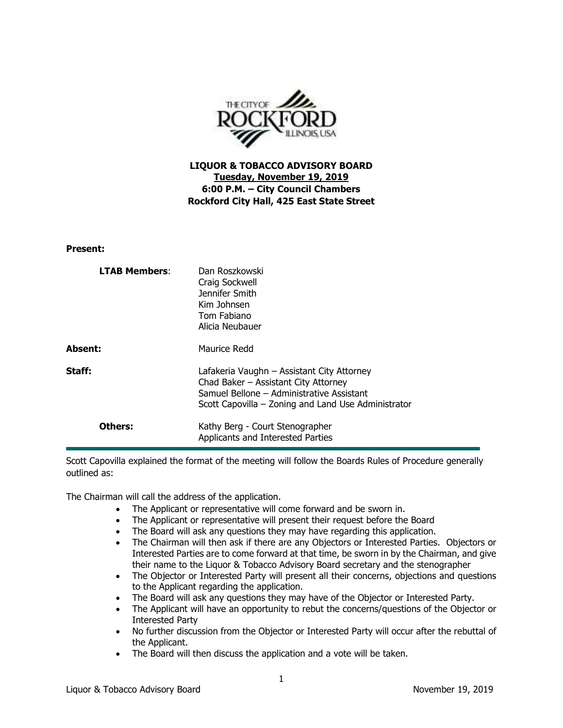**LIQUOR & TOBACCO ADVISORY BOARD**
**Tuesday, November 19, 2019**
**6:00 P.M. – City Council Chambers**
**Rockford City Hall, 425 East State Street**

**Present:**

| | |
|---|---|
| **LTAB Members**: | Dan Roszkowski<br>Craig Sockwell<br>Jennifer Smith<br>Kim Johnsen<br>Tom Fabiano<br>Alicia Neubauer |
| **Absent:** | Maurice Redd |
| **Staff:** | Lafakeria Vaughn – Assistant City Attorney<br>Chad Baker – Assistant City Attorney<br>Samuel Bellone – Administrative Assistant<br>Scott Capovilla – Zoning and Land Use Administrator |
| **Others:** | Kathy Berg - Court Stenographer<br>Applicants and Interested Parties |

Scott Capovilla explained the format of the meeting will follow the Boards Rules of Procedure generally outlined as:

The Chairman will call the address of the application.

- The Applicant or representative will come forward and be sworn in.
- The Applicant or representative will present their request before the Board
- The Board will ask any questions they may have regarding this application.
- The Chairman will then ask if there are any Objectors or Interested Parties. Objectors or Interested Parties are to come forward at that time, be sworn in by the Chairman, and give their name to the Liquor & Tobacco Advisory Board secretary and the stenographer
- The Objector or Interested Party will present all their concerns, objections and questions to the Applicant regarding the application.
- The Board will ask any questions they may have of the Objector or Interested Party.
- The Applicant will have an opportunity to rebut the concerns/questions of the Objector or Interested Party
- No further discussion from the Objector or Interested Party will occur after the rebuttal of the Applicant.
- The Board will then discuss the application and a vote will be taken.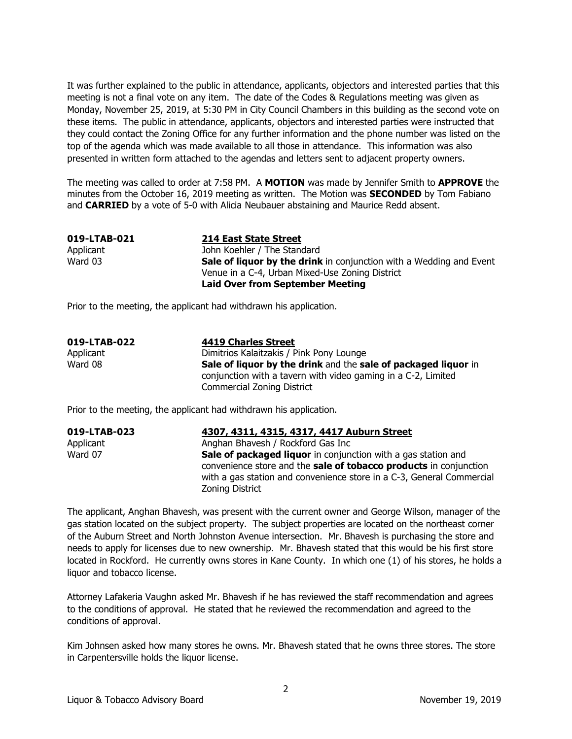It was further explained to the public in attendance, applicants, objectors and interested parties that this meeting is not a final vote on any item. The date of the Codes & Regulations meeting was given as Monday, November 25, 2019, at 5:30 PM in City Council Chambers in this building as the second vote on these items. The public in attendance, applicants, objectors and interested parties were instructed that they could contact the Zoning Office for any further information and the phone number was listed on the top of the agenda which was made available to all those in attendance. This information was also presented in written form attached to the agendas and letters sent to adjacent property owners.

The meeting was called to order at 7:58 PM. A **MOTION** was made by Jennifer Smith to **APPROVE** the minutes from the October 16, 2019 meeting as written. The Motion was **SECONDED** by Tom Fabiano and **CARRIED** by a vote of 5-0 with Alicia Neubauer abstaining and Maurice Redd absent.

**019-LTAB-021** — **214 East State Street**
Applicant — John Koehler / The Standard
Ward 03 — **Sale of liquor by the drink** in conjunction with a Wedding and Event Venue in a C-4, Urban Mixed-Use Zoning District
**Laid Over from September Meeting**

Prior to the meeting, the applicant had withdrawn his application.

**019-LTAB-022** — **4419 Charles Street**
Applicant — Dimitrios Kalaitzakis / Pink Pony Lounge
Ward 08 — **Sale of liquor by the drink** and the **sale of packaged liquor** in conjunction with a tavern with video gaming in a C-2, Limited Commercial Zoning District

Prior to the meeting, the applicant had withdrawn his application.

**019-LTAB-023** — **4307, 4311, 4315, 4317, 4417 Auburn Street**
Applicant — Anghan Bhavesh / Rockford Gas Inc
Ward 07 — **Sale of packaged liquor** in conjunction with a gas station and convenience store and the **sale of tobacco products** in conjunction with a gas station and convenience store in a C-3, General Commercial Zoning District

The applicant, Anghan Bhavesh, was present with the current owner and George Wilson, manager of the gas station located on the subject property. The subject properties are located on the northeast corner of the Auburn Street and North Johnston Avenue intersection. Mr. Bhavesh is purchasing the store and needs to apply for licenses due to new ownership. Mr. Bhavesh stated that this would be his first store located in Rockford. He currently owns stores in Kane County. In which one (1) of his stores, he holds a liquor and tobacco license.

Attorney Lafakeria Vaughn asked Mr. Bhavesh if he has reviewed the staff recommendation and agrees to the conditions of approval. He stated that he reviewed the recommendation and agreed to the conditions of approval.

Kim Johnsen asked how many stores he owns. Mr. Bhavesh stated that he owns three stores. The store in Carpentersville holds the liquor license.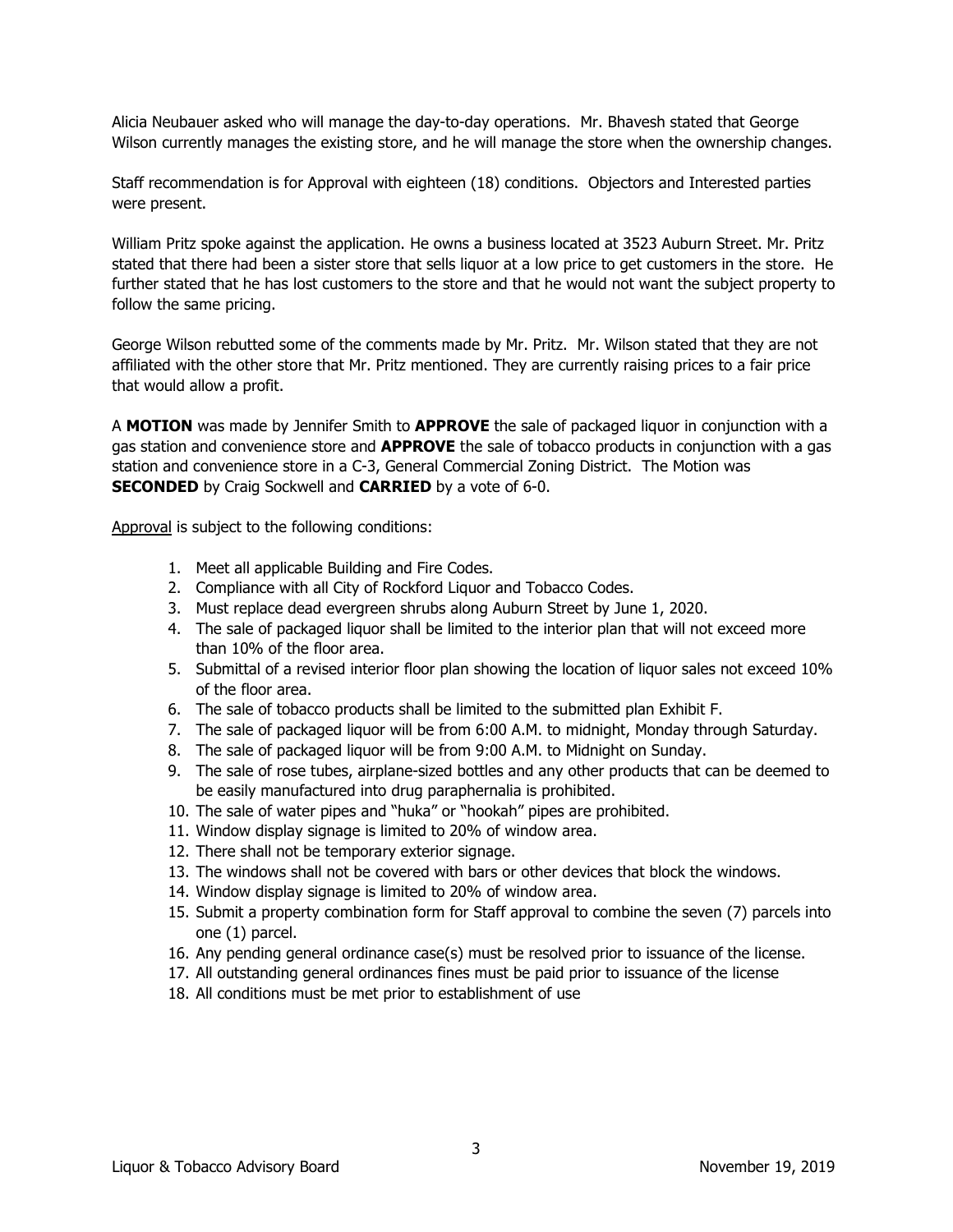Alicia Neubauer asked who will manage the day-to-day operations. Mr. Bhavesh stated that George Wilson currently manages the existing store, and he will manage the store when the ownership changes.

Staff recommendation is for Approval with eighteen (18) conditions. Objectors and Interested parties were present.

William Pritz spoke against the application. He owns a business located at 3523 Auburn Street. Mr. Pritz stated that there had been a sister store that sells liquor at a low price to get customers in the store. He further stated that he has lost customers to the store and that he would not want the subject property to follow the same pricing.

George Wilson rebutted some of the comments made by Mr. Pritz. Mr. Wilson stated that they are not affiliated with the other store that Mr. Pritz mentioned. They are currently raising prices to a fair price that would allow a profit.

A **MOTION** was made by Jennifer Smith to **APPROVE** the sale of packaged liquor in conjunction with a gas station and convenience store and **APPROVE** the sale of tobacco products in conjunction with a gas station and convenience store in a C-3, General Commercial Zoning District. The Motion was **SECONDED** by Craig Sockwell and **CARRIED** by a vote of 6-0.

<u>Approval</u> is subject to the following conditions:

1. Meet all applicable Building and Fire Codes.
2. Compliance with all City of Rockford Liquor and Tobacco Codes.
3. Must replace dead evergreen shrubs along Auburn Street by June 1, 2020.
4. The sale of packaged liquor shall be limited to the interior plan that will not exceed more than 10% of the floor area.
5. Submittal of a revised interior floor plan showing the location of liquor sales not exceed 10% of the floor area.
6. The sale of tobacco products shall be limited to the submitted plan Exhibit F.
7. The sale of packaged liquor will be from 6:00 A.M. to midnight, Monday through Saturday.
8. The sale of packaged liquor will be from 9:00 A.M. to Midnight on Sunday.
9. The sale of rose tubes, airplane-sized bottles and any other products that can be deemed to be easily manufactured into drug paraphernalia is prohibited.
10. The sale of water pipes and "huka" or "hookah" pipes are prohibited.
11. Window display signage is limited to 20% of window area.
12. There shall not be temporary exterior signage.
13. The windows shall not be covered with bars or other devices that block the windows.
14. Window display signage is limited to 20% of window area.
15. Submit a property combination form for Staff approval to combine the seven (7) parcels into one (1) parcel.
16. Any pending general ordinance case(s) must be resolved prior to issuance of the license.
17. All outstanding general ordinances fines must be paid prior to issuance of the license
18. All conditions must be met prior to establishment of use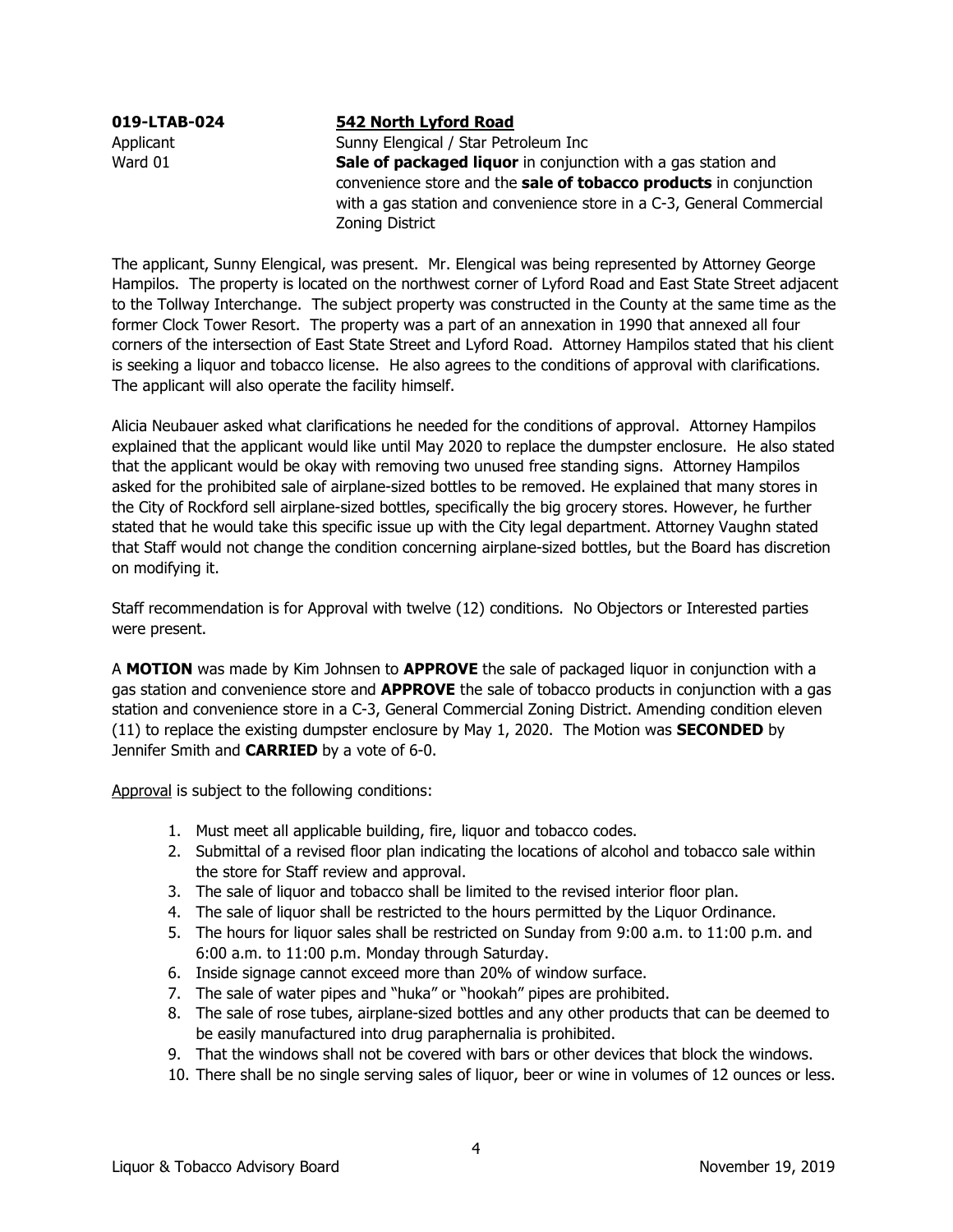**019-LTAB-024** **542 North Lyford Road**

Applicant Sunny Elengical / Star Petroleum Inc

Ward 01 **Sale of packaged liquor** in conjunction with a gas station and convenience store and the **sale of tobacco products** in conjunction with a gas station and convenience store in a C-3, General Commercial Zoning District

The applicant, Sunny Elengical, was present. Mr. Elengical was being represented by Attorney George Hampilos. The property is located on the northwest corner of Lyford Road and East State Street adjacent to the Tollway Interchange. The subject property was constructed in the County at the same time as the former Clock Tower Resort. The property was a part of an annexation in 1990 that annexed all four corners of the intersection of East State Street and Lyford Road. Attorney Hampilos stated that his client is seeking a liquor and tobacco license. He also agrees to the conditions of approval with clarifications. The applicant will also operate the facility himself.

Alicia Neubauer asked what clarifications he needed for the conditions of approval. Attorney Hampilos explained that the applicant would like until May 2020 to replace the dumpster enclosure. He also stated that the applicant would be okay with removing two unused free standing signs. Attorney Hampilos asked for the prohibited sale of airplane-sized bottles to be removed. He explained that many stores in the City of Rockford sell airplane-sized bottles, specifically the big grocery stores. However, he further stated that he would take this specific issue up with the City legal department. Attorney Vaughn stated that Staff would not change the condition concerning airplane-sized bottles, but the Board has discretion on modifying it.

Staff recommendation is for Approval with twelve (12) conditions. No Objectors or Interested parties were present.

A **MOTION** was made by Kim Johnsen to **APPROVE** the sale of packaged liquor in conjunction with a gas station and convenience store and **APPROVE** the sale of tobacco products in conjunction with a gas station and convenience store in a C-3, General Commercial Zoning District. Amending condition eleven (11) to replace the existing dumpster enclosure by May 1, 2020. The Motion was **SECONDED** by Jennifer Smith and **CARRIED** by a vote of 6-0.

Approval is subject to the following conditions:

1. Must meet all applicable building, fire, liquor and tobacco codes.
2. Submittal of a revised floor plan indicating the locations of alcohol and tobacco sale within the store for Staff review and approval.
3. The sale of liquor and tobacco shall be limited to the revised interior floor plan.
4. The sale of liquor shall be restricted to the hours permitted by the Liquor Ordinance.
5. The hours for liquor sales shall be restricted on Sunday from 9:00 a.m. to 11:00 p.m. and 6:00 a.m. to 11:00 p.m. Monday through Saturday.
6. Inside signage cannot exceed more than 20% of window surface.
7. The sale of water pipes and "huka" or "hookah" pipes are prohibited.
8. The sale of rose tubes, airplane-sized bottles and any other products that can be deemed to be easily manufactured into drug paraphernalia is prohibited.
9. That the windows shall not be covered with bars or other devices that block the windows.
10. There shall be no single serving sales of liquor, beer or wine in volumes of 12 ounces or less.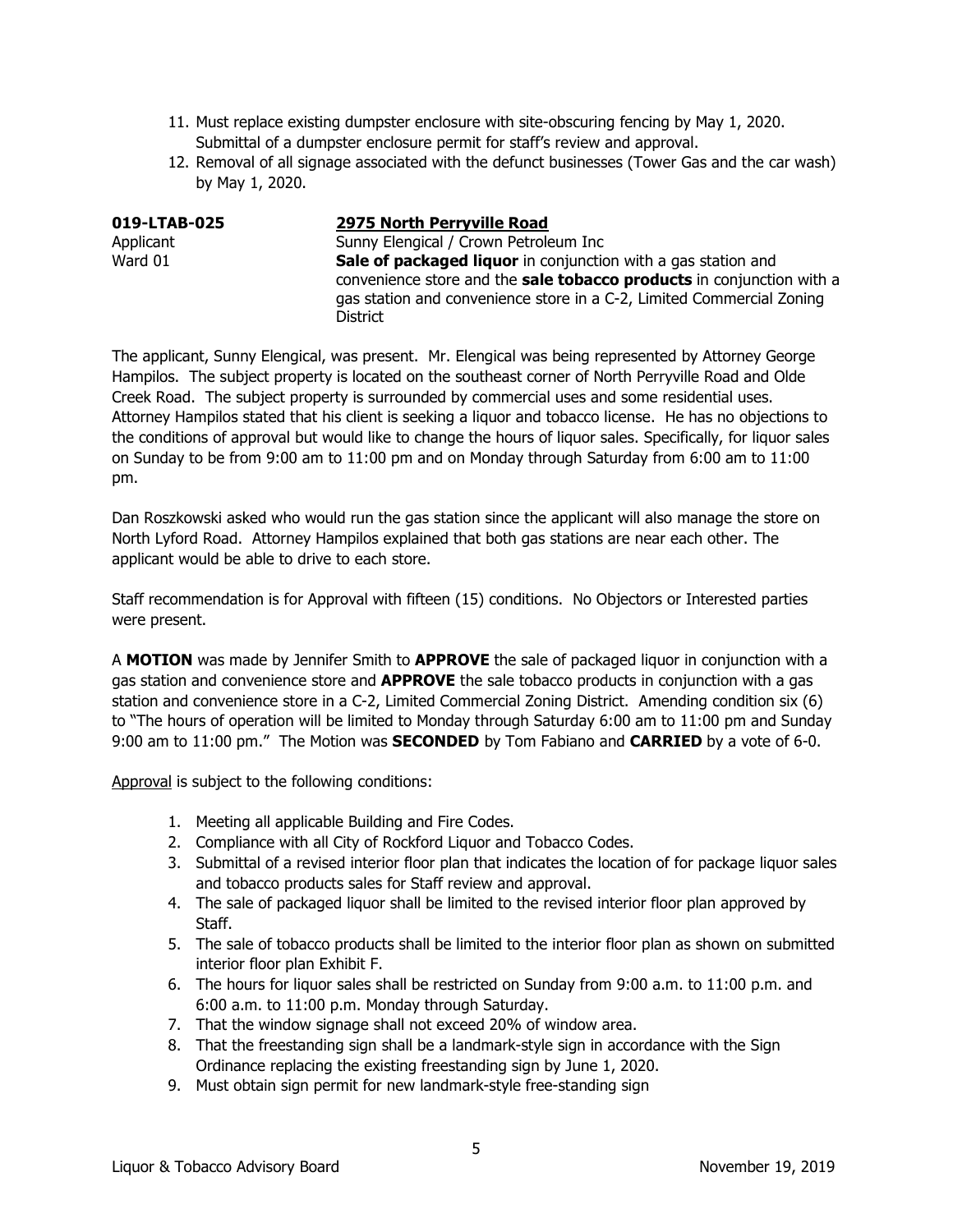11. Must replace existing dumpster enclosure with site-obscuring fencing by May 1, 2020. Submittal of a dumpster enclosure permit for staff's review and approval.
12. Removal of all signage associated with the defunct businesses (Tower Gas and the car wash) by May 1, 2020.

**019-LTAB-025** **2975 North Perryville Road**
Applicant Sunny Elengical / Crown Petroleum Inc
Ward 01 **Sale of packaged liquor** in conjunction with a gas station and convenience store and the **sale tobacco products** in conjunction with a gas station and convenience store in a C-2, Limited Commercial Zoning District

The applicant, Sunny Elengical, was present. Mr. Elengical was being represented by Attorney George Hampilos. The subject property is located on the southeast corner of North Perryville Road and Olde Creek Road. The subject property is surrounded by commercial uses and some residential uses. Attorney Hampilos stated that his client is seeking a liquor and tobacco license. He has no objections to the conditions of approval but would like to change the hours of liquor sales. Specifically, for liquor sales on Sunday to be from 9:00 am to 11:00 pm and on Monday through Saturday from 6:00 am to 11:00 pm.

Dan Roszkowski asked who would run the gas station since the applicant will also manage the store on North Lyford Road. Attorney Hampilos explained that both gas stations are near each other. The applicant would be able to drive to each store.

Staff recommendation is for Approval with fifteen (15) conditions. No Objectors or Interested parties were present.

A **MOTION** was made by Jennifer Smith to **APPROVE** the sale of packaged liquor in conjunction with a gas station and convenience store and **APPROVE** the sale tobacco products in conjunction with a gas station and convenience store in a C-2, Limited Commercial Zoning District. Amending condition six (6) to "The hours of operation will be limited to Monday through Saturday 6:00 am to 11:00 pm and Sunday 9:00 am to 11:00 pm." The Motion was **SECONDED** by Tom Fabiano and **CARRIED** by a vote of 6-0.

Approval is subject to the following conditions:

1. Meeting all applicable Building and Fire Codes.
2. Compliance with all City of Rockford Liquor and Tobacco Codes.
3. Submittal of a revised interior floor plan that indicates the location of for package liquor sales and tobacco products sales for Staff review and approval.
4. The sale of packaged liquor shall be limited to the revised interior floor plan approved by Staff.
5. The sale of tobacco products shall be limited to the interior floor plan as shown on submitted interior floor plan Exhibit F.
6. The hours for liquor sales shall be restricted on Sunday from 9:00 a.m. to 11:00 p.m. and 6:00 a.m. to 11:00 p.m. Monday through Saturday.
7. That the window signage shall not exceed 20% of window area.
8. That the freestanding sign shall be a landmark-style sign in accordance with the Sign Ordinance replacing the existing freestanding sign by June 1, 2020.
9. Must obtain sign permit for new landmark-style free-standing sign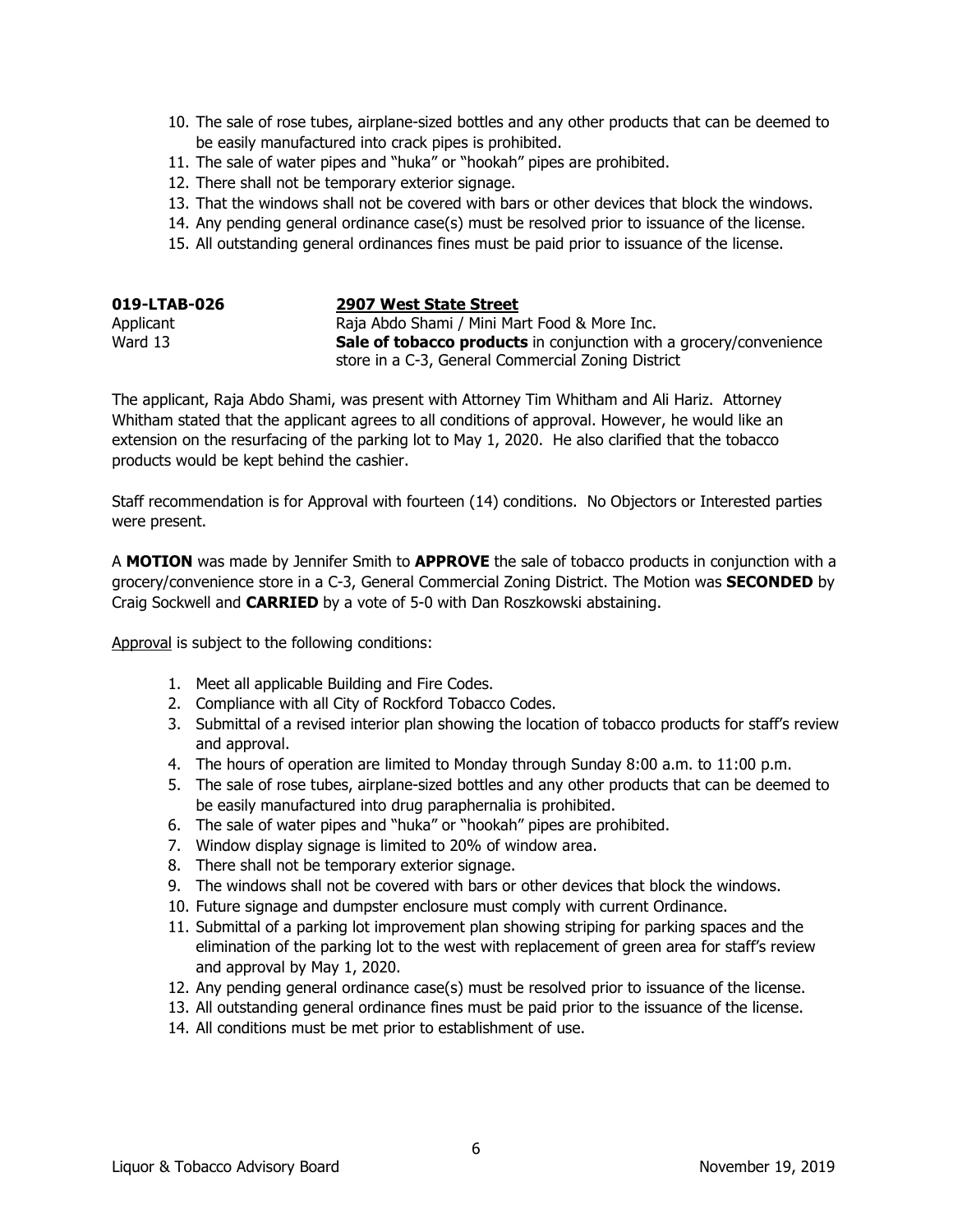10. The sale of rose tubes, airplane-sized bottles and any other products that can be deemed to be easily manufactured into crack pipes is prohibited.
11. The sale of water pipes and "huka" or "hookah" pipes are prohibited.
12. There shall not be temporary exterior signage.
13. That the windows shall not be covered with bars or other devices that block the windows.
14. Any pending general ordinance case(s) must be resolved prior to issuance of the license.
15. All outstanding general ordinances fines must be paid prior to issuance of the license.

**019-LTAB-026** **2907 West State Street**
Applicant Raja Abdo Shami / Mini Mart Food & More Inc.
Ward 13 **Sale of tobacco products** in conjunction with a grocery/convenience store in a C-3, General Commercial Zoning District

The applicant, Raja Abdo Shami, was present with Attorney Tim Whitham and Ali Hariz. Attorney Whitham stated that the applicant agrees to all conditions of approval. However, he would like an extension on the resurfacing of the parking lot to May 1, 2020. He also clarified that the tobacco products would be kept behind the cashier.

Staff recommendation is for Approval with fourteen (14) conditions. No Objectors or Interested parties were present.

A **MOTION** was made by Jennifer Smith to **APPROVE** the sale of tobacco products in conjunction with a grocery/convenience store in a C-3, General Commercial Zoning District. The Motion was **SECONDED** by Craig Sockwell and **CARRIED** by a vote of 5-0 with Dan Roszkowski abstaining.

Approval is subject to the following conditions:

1. Meet all applicable Building and Fire Codes.
2. Compliance with all City of Rockford Tobacco Codes.
3. Submittal of a revised interior plan showing the location of tobacco products for staff's review and approval.
4. The hours of operation are limited to Monday through Sunday 8:00 a.m. to 11:00 p.m.
5. The sale of rose tubes, airplane-sized bottles and any other products that can be deemed to be easily manufactured into drug paraphernalia is prohibited.
6. The sale of water pipes and "huka" or "hookah" pipes are prohibited.
7. Window display signage is limited to 20% of window area.
8. There shall not be temporary exterior signage.
9. The windows shall not be covered with bars or other devices that block the windows.
10. Future signage and dumpster enclosure must comply with current Ordinance.
11. Submittal of a parking lot improvement plan showing striping for parking spaces and the elimination of the parking lot to the west with replacement of green area for staff's review and approval by May 1, 2020.
12. Any pending general ordinance case(s) must be resolved prior to issuance of the license.
13. All outstanding general ordinance fines must be paid prior to the issuance of the license.
14. All conditions must be met prior to establishment of use.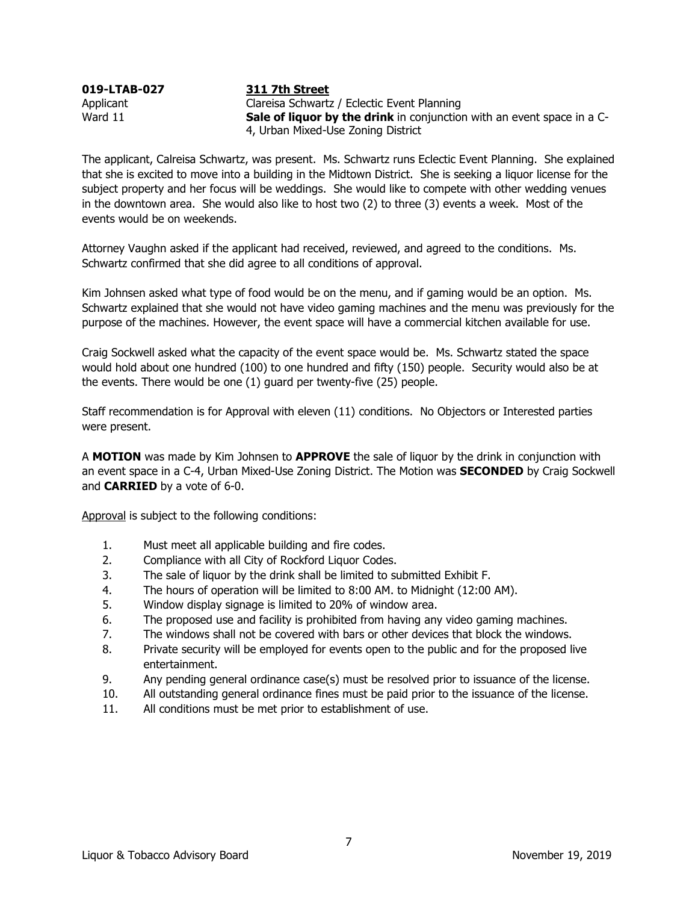**019-LTAB-027** **311 7th Street**
Applicant Clareisa Schwartz / Eclectic Event Planning
Ward 11 **Sale of liquor by the drink** in conjunction with an event space in a C-4, Urban Mixed-Use Zoning District

The applicant, Calreisa Schwartz, was present. Ms. Schwartz runs Eclectic Event Planning. She explained that she is excited to move into a building in the Midtown District. She is seeking a liquor license for the subject property and her focus will be weddings. She would like to compete with other wedding venues in the downtown area. She would also like to host two (2) to three (3) events a week. Most of the events would be on weekends.

Attorney Vaughn asked if the applicant had received, reviewed, and agreed to the conditions. Ms. Schwartz confirmed that she did agree to all conditions of approval.

Kim Johnsen asked what type of food would be on the menu, and if gaming would be an option. Ms. Schwartz explained that she would not have video gaming machines and the menu was previously for the purpose of the machines. However, the event space will have a commercial kitchen available for use.

Craig Sockwell asked what the capacity of the event space would be. Ms. Schwartz stated the space would hold about one hundred (100) to one hundred and fifty (150) people. Security would also be at the events. There would be one (1) guard per twenty-five (25) people.

Staff recommendation is for Approval with eleven (11) conditions. No Objectors or Interested parties were present.

A **MOTION** was made by Kim Johnsen to **APPROVE** the sale of liquor by the drink in conjunction with an event space in a C-4, Urban Mixed-Use Zoning District. The Motion was **SECONDED** by Craig Sockwell and **CARRIED** by a vote of 6-0.

<u>Approval</u> is subject to the following conditions:

1. Must meet all applicable building and fire codes.
2. Compliance with all City of Rockford Liquor Codes.
3. The sale of liquor by the drink shall be limited to submitted Exhibit F.
4. The hours of operation will be limited to 8:00 AM. to Midnight (12:00 AM).
5. Window display signage is limited to 20% of window area.
6. The proposed use and facility is prohibited from having any video gaming machines.
7. The windows shall not be covered with bars or other devices that block the windows.
8. Private security will be employed for events open to the public and for the proposed live entertainment.
9. Any pending general ordinance case(s) must be resolved prior to issuance of the license.
10. All outstanding general ordinance fines must be paid prior to the issuance of the license.
11. All conditions must be met prior to establishment of use.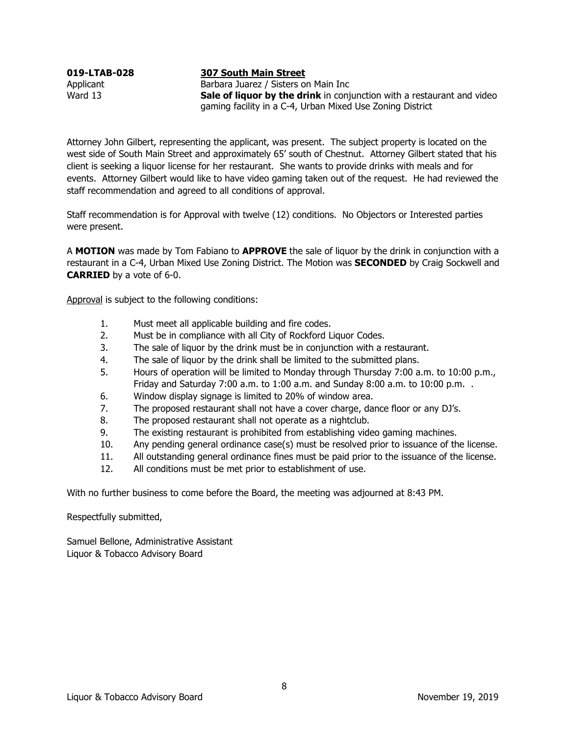**019-LTAB-028** **307 South Main Street**

Applicant Barbara Juarez / Sisters on Main Inc

Ward 13 **Sale of liquor by the drink** in conjunction with a restaurant and video gaming facility in a C-4, Urban Mixed Use Zoning District

Attorney John Gilbert, representing the applicant, was present. The subject property is located on the west side of South Main Street and approximately 65' south of Chestnut. Attorney Gilbert stated that his client is seeking a liquor license for her restaurant. She wants to provide drinks with meals and for events. Attorney Gilbert would like to have video gaming taken out of the request. He had reviewed the staff recommendation and agreed to all conditions of approval.

Staff recommendation is for Approval with twelve (12) conditions. No Objectors or Interested parties were present.

A **MOTION** was made by Tom Fabiano to **APPROVE** the sale of liquor by the drink in conjunction with a restaurant in a C-4, Urban Mixed Use Zoning District. The Motion was **SECONDED** by Craig Sockwell and **CARRIED** by a vote of 6-0.

Approval is subject to the following conditions:

1. Must meet all applicable building and fire codes.
2. Must be in compliance with all City of Rockford Liquor Codes.
3. The sale of liquor by the drink must be in conjunction with a restaurant.
4. The sale of liquor by the drink shall be limited to the submitted plans.
5. Hours of operation will be limited to Monday through Thursday 7:00 a.m. to 10:00 p.m., Friday and Saturday 7:00 a.m. to 1:00 a.m. and Sunday 8:00 a.m. to 10:00 p.m. .
6. Window display signage is limited to 20% of window area.
7. The proposed restaurant shall not have a cover charge, dance floor or any DJ's.
8. The proposed restaurant shall not operate as a nightclub.
9. The existing restaurant is prohibited from establishing video gaming machines.
10. Any pending general ordinance case(s) must be resolved prior to issuance of the license.
11. All outstanding general ordinance fines must be paid prior to the issuance of the license.
12. All conditions must be met prior to establishment of use.

With no further business to come before the Board, the meeting was adjourned at 8:43 PM.

Respectfully submitted,

Samuel Bellone, Administrative Assistant
Liquor & Tobacco Advisory Board